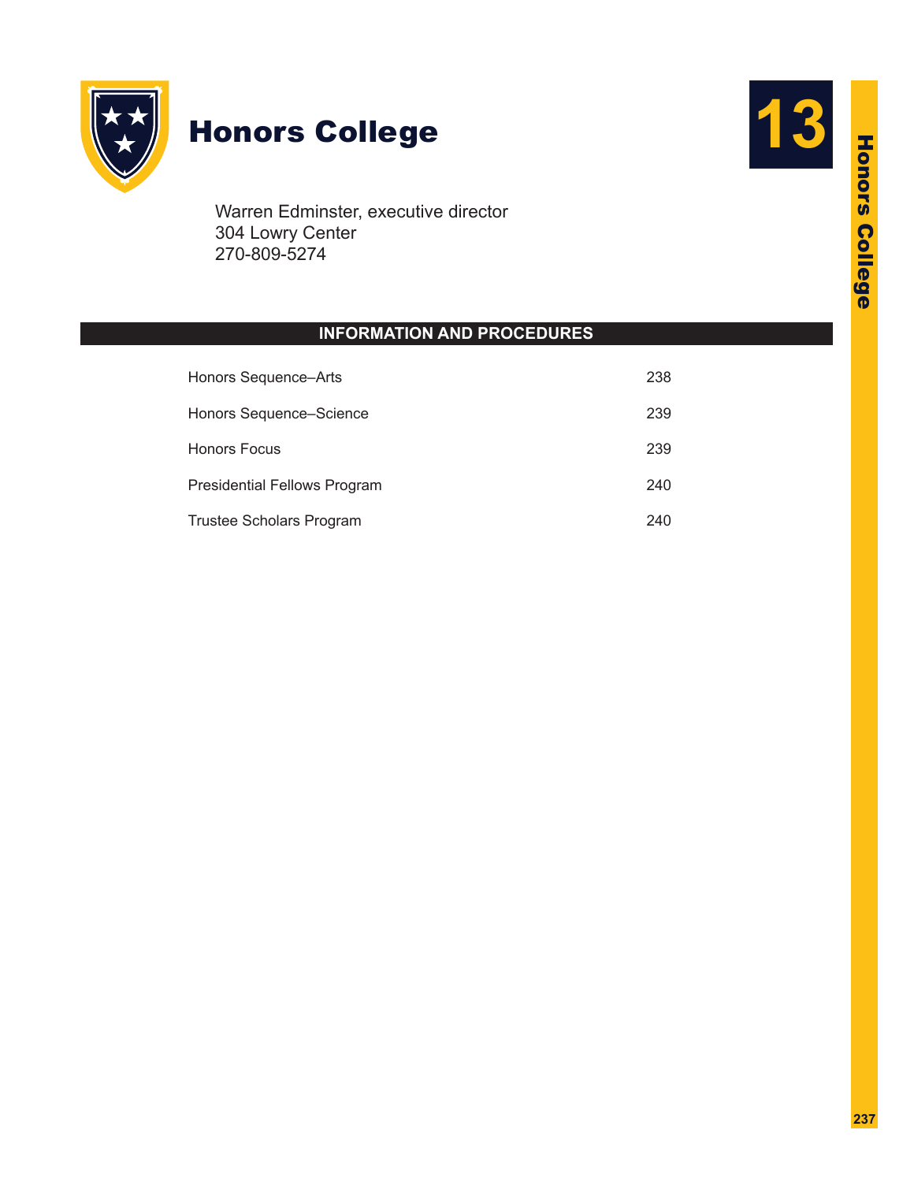# 13

# Honors College

Warren Edminster, executive director
304 Lowry Center
270-809-5274

## INFORMATION AND PROCEDURES

| | |
|---|---|
| Honors Sequence–Arts | 238 |
| Honors Sequence–Science | 239 |
| Honors Focus | 239 |
| Presidential Fellows Program | 240 |
| Trustee Scholars Program | 240 |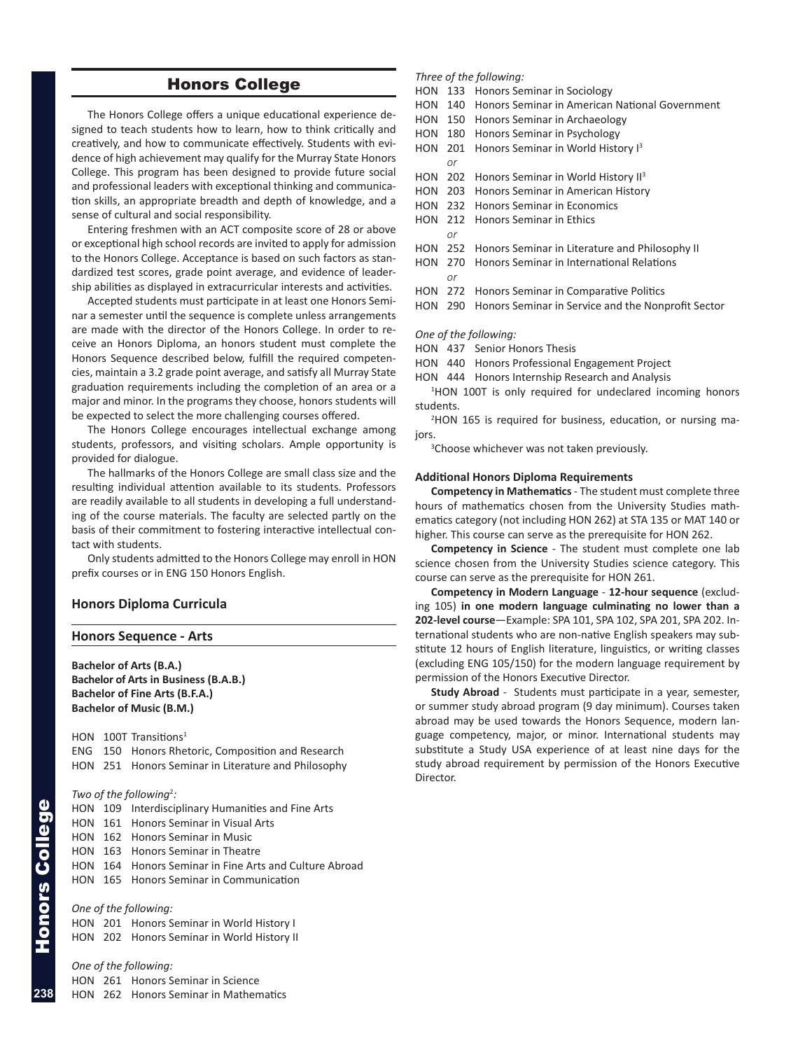# Honors College

The Honors College offers a unique educational experience designed to teach students how to learn, how to think critically and creatively, and how to communicate effectively. Students with evidence of high achievement may qualify for the Murray State Honors College. This program has been designed to provide future social and professional leaders with exceptional thinking and communication skills, an appropriate breadth and depth of knowledge, and a sense of cultural and social responsibility.

Entering freshmen with an ACT composite score of 28 or above or exceptional high school records are invited to apply for admission to the Honors College. Acceptance is based on such factors as standardized test scores, grade point average, and evidence of leadership abilities as displayed in extracurricular interests and activities.

Accepted students must participate in at least one Honors Seminar a semester until the sequence is complete unless arrangements are made with the director of the Honors College. In order to receive an Honors Diploma, an honors student must complete the Honors Sequence described below, fulfill the required competencies, maintain a 3.2 grade point average, and satisfy all Murray State graduation requirements including the completion of an area or a major and minor. In the programs they choose, honors students will be expected to select the more challenging courses offered.

The Honors College encourages intellectual exchange among students, professors, and visiting scholars. Ample opportunity is provided for dialogue.

The hallmarks of the Honors College are small class size and the resulting individual attention available to its students. Professors are readily available to all students in developing a full understanding of the course materials. The faculty are selected partly on the basis of their commitment to fostering interactive intellectual contact with students.

Only students admitted to the Honors College may enroll in HON prefix courses or in ENG 150 Honors English.

### Honors Diploma Curricula

### Honors Sequence - Arts

**Bachelor of Arts (B.A.)**
**Bachelor of Arts in Business (B.A.B.)**
**Bachelor of Fine Arts (B.F.A.)**
**Bachelor of Music (B.M.)**

HON 100T Transitions[1]
ENG 150 Honors Rhetoric, Composition and Research
HON 251 Honors Seminar in Literature and Philosophy

*Two of the following*[2]*:*

HON 109 Interdisciplinary Humanities and Fine Arts
HON 161 Honors Seminar in Visual Arts
HON 162 Honors Seminar in Music
HON 163 Honors Seminar in Theatre
HON 164 Honors Seminar in Fine Arts and Culture Abroad
HON 165 Honors Seminar in Communication

*One of the following:*

HON 201 Honors Seminar in World History I
HON 202 Honors Seminar in World History II

*One of the following:*

HON 261 Honors Seminar in Science
HON 262 Honors Seminar in Mathematics

*Three of the following:*

HON 133 Honors Seminar in Sociology
HON 140 Honors Seminar in American National Government
HON 150 Honors Seminar in Archaeology
HON 180 Honors Seminar in Psychology
HON 201 Honors Seminar in World History I[3]
*or*
HON 202 Honors Seminar in World History II[3]
HON 203 Honors Seminar in American History
HON 232 Honors Seminar in Economics
HON 212 Honors Seminar in Ethics
*or*
HON 252 Honors Seminar in Literature and Philosophy II
HON 270 Honors Seminar in International Relations
*or*
HON 272 Honors Seminar in Comparative Politics
HON 290 Honors Seminar in Service and the Nonprofit Sector

*One of the following:*

HON 437 Senior Honors Thesis
HON 440 Honors Professional Engagement Project
HON 444 Honors Internship Research and Analysis

[1]HON 100T is only required for undeclared incoming honors students.

[2]HON 165 is required for business, education, or nursing majors.

[3]Choose whichever was not taken previously.

**Additional Honors Diploma Requirements**

**Competency in Mathematics** - The student must complete three hours of mathematics chosen from the University Studies mathematics category (not including HON 262) at STA 135 or MAT 140 or higher. This course can serve as the prerequisite for HON 262.

**Competency in Science** - The student must complete one lab science chosen from the University Studies science category. This course can serve as the prerequisite for HON 261.

**Competency in Modern Language** - **12-hour sequence** (excluding 105) **in one modern language culminating no lower than a 202-level course**—Example: SPA 101, SPA 102, SPA 201, SPA 202. International students who are non-native English speakers may substitute 12 hours of English literature, linguistics, or writing classes (excluding ENG 105/150) for the modern language requirement by permission of the Honors Executive Director.

**Study Abroad** - Students must participate in a year, semester, or summer study abroad program (9 day minimum). Courses taken abroad may be used towards the Honors Sequence, modern language competency, major, or minor. International students may substitute a Study USA experience of at least nine days for the study abroad requirement by permission of the Honors Executive Director.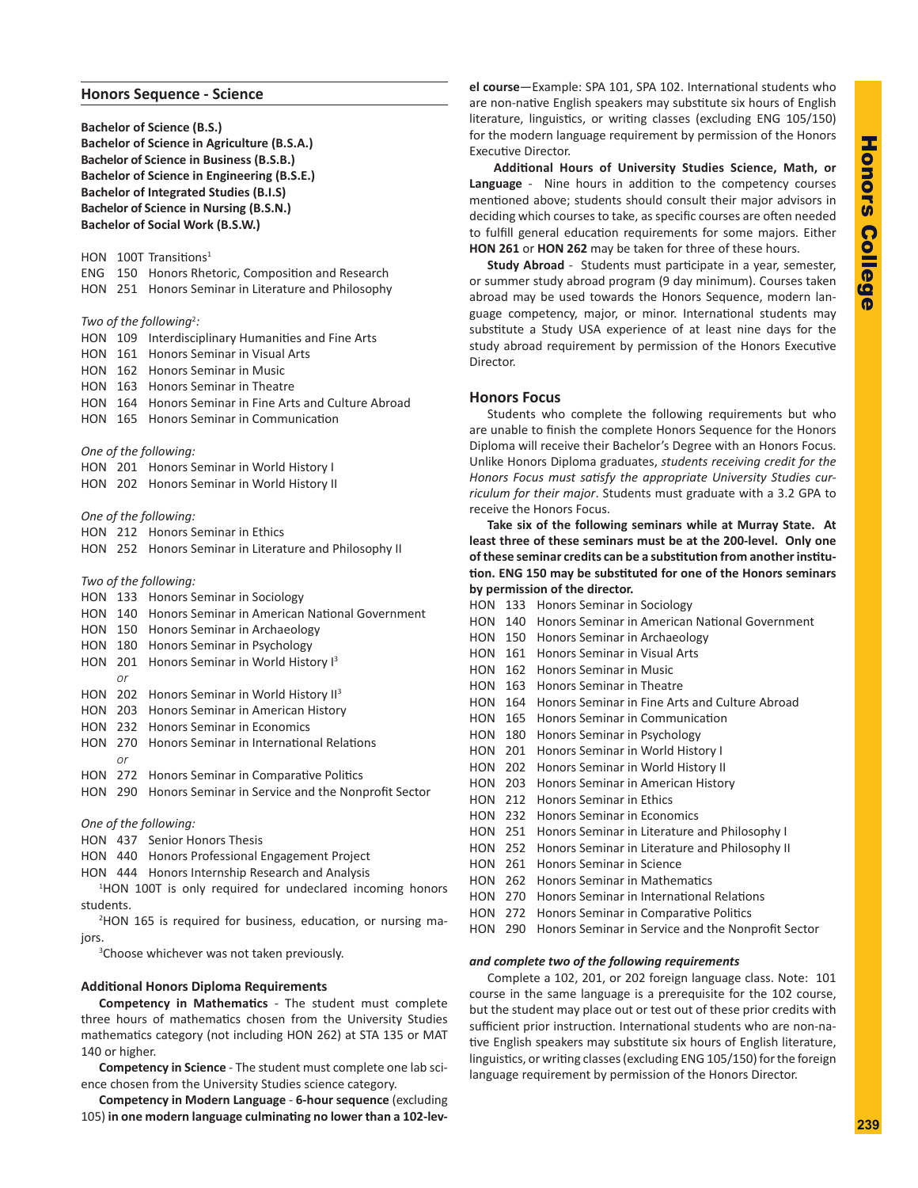## Honors Sequence - Science

**Bachelor of Science (B.S.)**
**Bachelor of Science in Agriculture (B.S.A.)**
**Bachelor of Science in Business (B.S.B.)**
**Bachelor of Science in Engineering (B.S.E.)**
**Bachelor of Integrated Studies (B.I.S)**
**Bachelor of Science in Nursing (B.S.N.)**
**Bachelor of Social Work (B.S.W.)**

HON 100T Transitions[1]
ENG 150 Honors Rhetoric, Composition and Research
HON 251 Honors Seminar in Literature and Philosophy

*Two of the following[2]:*
HON 109 Interdisciplinary Humanities and Fine Arts
HON 161 Honors Seminar in Visual Arts
HON 162 Honors Seminar in Music
HON 163 Honors Seminar in Theatre
HON 164 Honors Seminar in Fine Arts and Culture Abroad
HON 165 Honors Seminar in Communication

*One of the following:*
HON 201 Honors Seminar in World History I
HON 202 Honors Seminar in World History II

*One of the following:*
HON 212 Honors Seminar in Ethics
HON 252 Honors Seminar in Literature and Philosophy II

*Two of the following:*
HON 133 Honors Seminar in Sociology
HON 140 Honors Seminar in American National Government
HON 150 Honors Seminar in Archaeology
HON 180 Honors Seminar in Psychology
HON 201 Honors Seminar in World History I[3]
*or*
HON 202 Honors Seminar in World History II[3]
HON 203 Honors Seminar in American History
HON 232 Honors Seminar in Economics
HON 270 Honors Seminar in International Relations
*or*
HON 272 Honors Seminar in Comparative Politics
HON 290 Honors Seminar in Service and the Nonprofit Sector

*One of the following:*
HON 437 Senior Honors Thesis
HON 440 Honors Professional Engagement Project
HON 444 Honors Internship Research and Analysis

[1]HON 100T is only required for undeclared incoming honors students.

[2]HON 165 is required for business, education, or nursing majors.

[3]Choose whichever was not taken previously.

### Additional Honors Diploma Requirements

**Competency in Mathematics** - The student must complete three hours of mathematics chosen from the University Studies mathematics category (not including HON 262) at STA 135 or MAT 140 or higher.

**Competency in Science** - The student must complete one lab science chosen from the University Studies science category.

**Competency in Modern Language** - **6-hour sequence** (excluding 105) **in one modern language culminating no lower than a 102-level course**—Example: SPA 101, SPA 102. International students who are non-native English speakers may substitute six hours of English literature, linguistics, or writing classes (excluding ENG 105/150) for the modern language requirement by permission of the Honors Executive Director.

**Additional Hours of University Studies Science, Math, or Language** - Nine hours in addition to the competency courses mentioned above; students should consult their major advisors in deciding which courses to take, as specific courses are often needed to fulfill general education requirements for some majors. Either **HON 261** or **HON 262** may be taken for three of these hours.

**Study Abroad** - Students must participate in a year, semester, or summer study abroad program (9 day minimum). Courses taken abroad may be used towards the Honors Sequence, modern language competency, major, or minor. International students may substitute a Study USA experience of at least nine days for the study abroad requirement by permission of the Honors Executive Director.

## Honors Focus

Students who complete the following requirements but who are unable to finish the complete Honors Sequence for the Honors Diploma will receive their Bachelor's Degree with an Honors Focus. Unlike Honors Diploma graduates, *students receiving credit for the Honors Focus must satisfy the appropriate University Studies curriculum for their major*. Students must graduate with a 3.2 GPA to receive the Honors Focus.

**Take six of the following seminars while at Murray State. At least three of these seminars must be at the 200-level. Only one of these seminar credits can be a substitution from another institution. ENG 150 may be substituted for one of the Honors seminars by permission of the director.**

HON 133 Honors Seminar in Sociology
HON 140 Honors Seminar in American National Government
HON 150 Honors Seminar in Archaeology
HON 161 Honors Seminar in Visual Arts
HON 162 Honors Seminar in Music
HON 163 Honors Seminar in Theatre
HON 164 Honors Seminar in Fine Arts and Culture Abroad
HON 165 Honors Seminar in Communication
HON 180 Honors Seminar in Psychology
HON 201 Honors Seminar in World History I
HON 202 Honors Seminar in World History II
HON 203 Honors Seminar in American History
HON 212 Honors Seminar in Ethics
HON 232 Honors Seminar in Economics
HON 251 Honors Seminar in Literature and Philosophy I
HON 252 Honors Seminar in Literature and Philosophy II
HON 261 Honors Seminar in Science
HON 262 Honors Seminar in Mathematics
HON 270 Honors Seminar in International Relations
HON 272 Honors Seminar in Comparative Politics
HON 290 Honors Seminar in Service and the Nonprofit Sector

***and complete two of the following requirements***

Complete a 102, 201, or 202 foreign language class. Note: 101 course in the same language is a prerequisite for the 102 course, but the student may place out or test out of these prior credits with sufficient prior instruction. International students who are non-native English speakers may substitute six hours of English literature, linguistics, or writing classes (excluding ENG 105/150) for the foreign language requirement by permission of the Honors Director.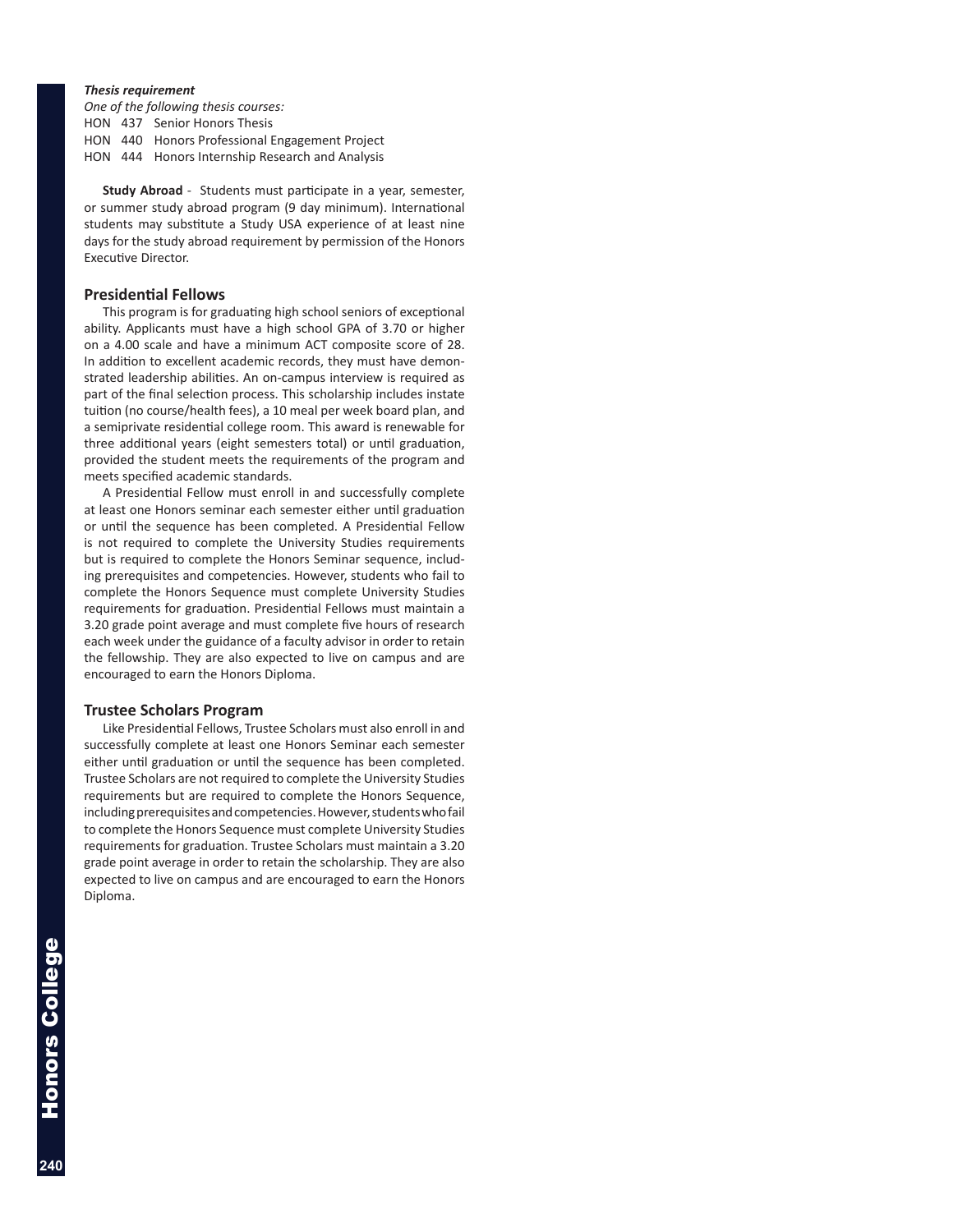***Thesis requirement***

*One of the following thesis courses:*

HON 437 Senior Honors Thesis
HON 440 Honors Professional Engagement Project
HON 444 Honors Internship Research and Analysis

**Study Abroad** - Students must participate in a year, semester, or summer study abroad program (9 day minimum). International students may substitute a Study USA experience of at least nine days for the study abroad requirement by permission of the Honors Executive Director.

### Presidential Fellows

This program is for graduating high school seniors of exceptional ability. Applicants must have a high school GPA of 3.70 or higher on a 4.00 scale and have a minimum ACT composite score of 28. In addition to excellent academic records, they must have demonstrated leadership abilities. An on-campus interview is required as part of the final selection process. This scholarship includes instate tuition (no course/health fees), a 10 meal per week board plan, and a semiprivate residential college room. This award is renewable for three additional years (eight semesters total) or until graduation, provided the student meets the requirements of the program and meets specified academic standards.

A Presidential Fellow must enroll in and successfully complete at least one Honors seminar each semester either until graduation or until the sequence has been completed. A Presidential Fellow is not required to complete the University Studies requirements but is required to complete the Honors Seminar sequence, including prerequisites and competencies. However, students who fail to complete the Honors Sequence must complete University Studies requirements for graduation. Presidential Fellows must maintain a 3.20 grade point average and must complete five hours of research each week under the guidance of a faculty advisor in order to retain the fellowship. They are also expected to live on campus and are encouraged to earn the Honors Diploma.

### Trustee Scholars Program

Like Presidential Fellows, Trustee Scholars must also enroll in and successfully complete at least one Honors Seminar each semester either until graduation or until the sequence has been completed. Trustee Scholars are not required to complete the University Studies requirements but are required to complete the Honors Sequence, including prerequisites and competencies. However, students who fail to complete the Honors Sequence must complete University Studies requirements for graduation. Trustee Scholars must maintain a 3.20 grade point average in order to retain the scholarship. They are also expected to live on campus and are encouraged to earn the Honors Diploma.